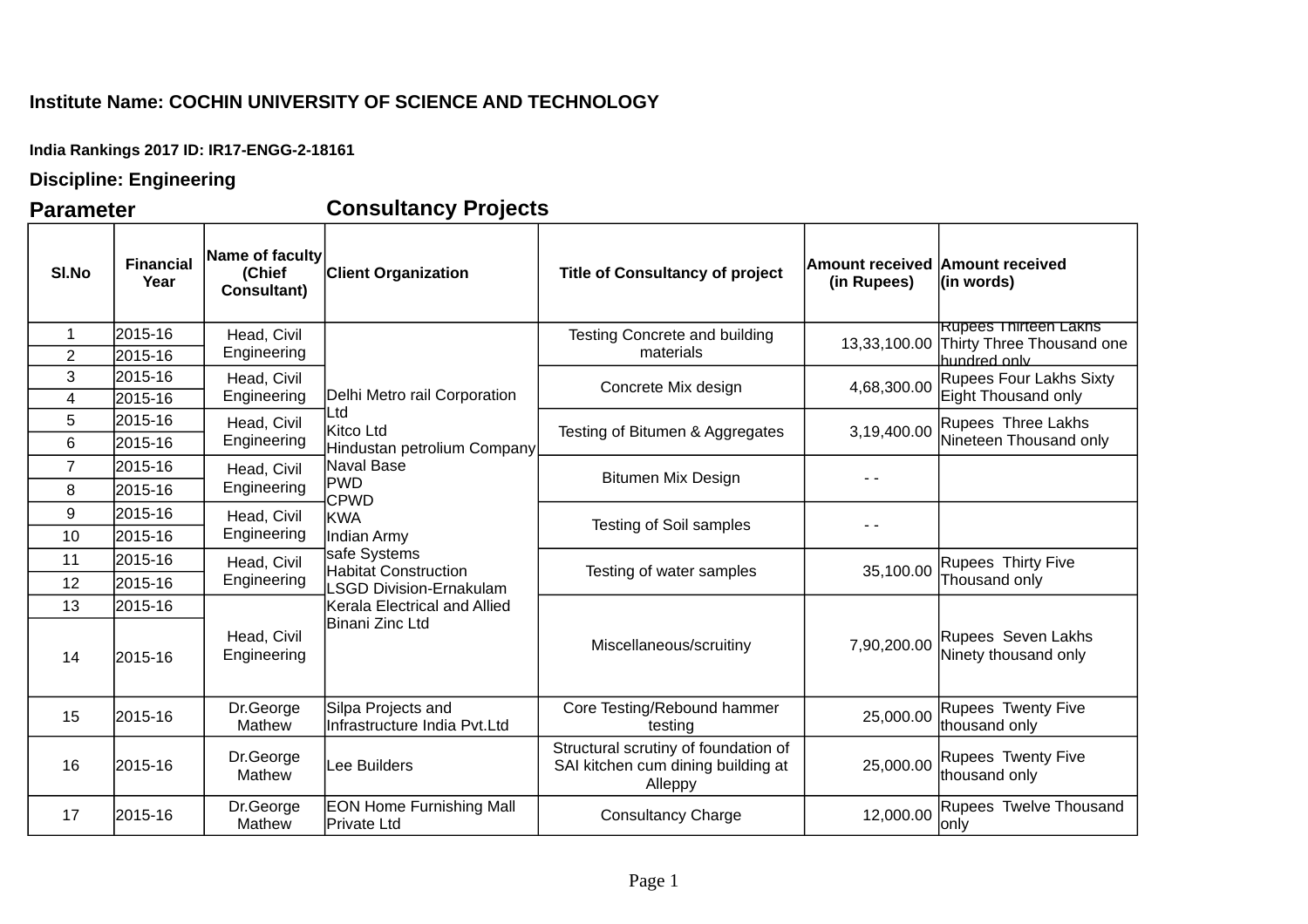**Institute Name: COCHIN UNIVERSITY OF SCIENCE AND TECHNOLOGY**

**India Rankings 2017 ID: IR17-ENGG-2-18161**

**Discipline: Engineering**

## Parameter — Consultancy Projects

| Sl.No | Financial Year | Name of faculty (Chief Consultant) | Client Organization | Title of Consultancy of project | Amount received (in Rupees) | Amount received (in words) |
|---|---|---|---|---|---|---|
| 1 | 2015-16 | Head, Civil Engineering | Delhi Metro rail Corporation Ltd<br>Kitco Ltd<br>Hindustan petrolium Company<br>Naval Base<br>PWD<br>CPWD<br>KWA<br>Indian Army<br>safe Systems<br>Habitat Construction<br>LSGD Division-Ernakulam<br>Kerala Electrical and Allied<br>Binani Zinc Ltd | Testing Concrete and building materials | 13,33,100.00 | Rupees Thirteen Lakhs Thirty Three Thousand one hundred only |
| 2 | 2015-16 | | | | | |
| 3 | 2015-16 | Head, Civil Engineering | | Concrete Mix design | 4,68,300.00 | Rupees Four Lakhs Sixty Eight Thousand only |
| 4 | 2015-16 | | | | | |
| 5 | 2015-16 | Head, Civil Engineering | | Testing of Bitumen & Aggregates | 3,19,400.00 | Rupees Three Lakhs Nineteen Thousand only |
| 6 | 2015-16 | | | | | |
| 7 | 2015-16 | Head, Civil Engineering | | Bitumen Mix Design | - - | |
| 8 | 2015-16 | | | | | |
| 9 | 2015-16 | Head, Civil Engineering | | Testing of Soil samples | - - | |
| 10 | 2015-16 | | | | | |
| 11 | 2015-16 | Head, Civil Engineering | | Testing of water samples | 35,100.00 | Rupees Thirty Five Thousand only |
| 12 | 2015-16 | | | | | |
| 13 | 2015-16 | Head, Civil Engineering | | Miscellaneous/scruitiny | 7,90,200.00 | Rupees Seven Lakhs Ninety thousand only |
| 14 | 2015-16 | | | | | |
| 15 | 2015-16 | Dr.George Mathew | Silpa Projects and Infrastructure India Pvt.Ltd | Core Testing/Rebound hammer testing | 25,000.00 | Rupees Twenty Five thousand only |
| 16 | 2015-16 | Dr.George Mathew | Lee Builders | Structural scrutiny of foundation of SAI kitchen cum dining building at Alleppy | 25,000.00 | Rupees Twenty Five thousand only |
| 17 | 2015-16 | Dr.George Mathew | EON Home Furnishing Mall Private Ltd | Consultancy Charge | 12,000.00 | Rupees Twelve Thousand only |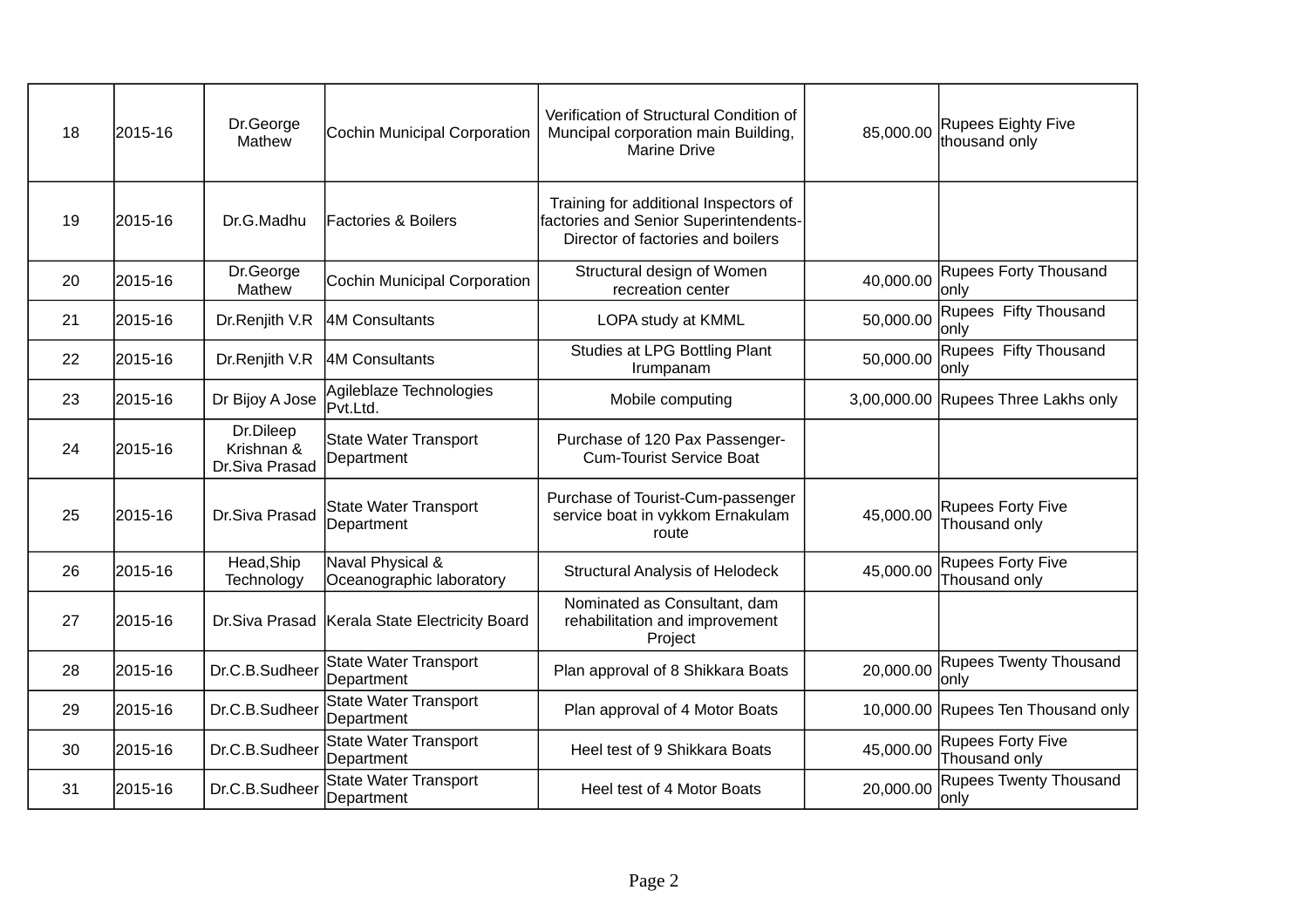| | | | | | | |
|---|---|---|---|---|---|---|
| 18 | 2015-16 | Dr.George Mathew | Cochin Municipal Corporation | Verification of Structural Condition of Muncipal corporation main Building, Marine Drive | 85,000.00 | Rupees Eighty Five thousand only |
| 19 | 2015-16 | Dr.G.Madhu | Factories & Boilers | Training for additional Inspectors of factories and Senior Superintendents-Director of factories and boilers | | |
| 20 | 2015-16 | Dr.George Mathew | Cochin Municipal Corporation | Structural design of Women recreation center | 40,000.00 | Rupees Forty Thousand only |
| 21 | 2015-16 | Dr.Renjith V.R | 4M Consultants | LOPA study at KMML | 50,000.00 | Rupees Fifty Thousand only |
| 22 | 2015-16 | Dr.Renjith V.R | 4M Consultants | Studies at LPG Bottling Plant Irumpanam | 50,000.00 | Rupees Fifty Thousand only |
| 23 | 2015-16 | Dr Bijoy A Jose | Agileblaze Technologies Pvt.Ltd. | Mobile computing | 3,00,000.00 | Rupees Three Lakhs only |
| 24 | 2015-16 | Dr.Dileep Krishnan & Dr.Siva Prasad | State Water Transport Department | Purchase of 120 Pax Passenger-Cum-Tourist Service Boat | | |
| 25 | 2015-16 | Dr.Siva Prasad | State Water Transport Department | Purchase of Tourist-Cum-passenger service boat in vykkom Ernakulam route | 45,000.00 | Rupees Forty Five Thousand only |
| 26 | 2015-16 | Head,Ship Technology | Naval Physical & Oceanographic laboratory | Structural Analysis of Helodeck | 45,000.00 | Rupees Forty Five Thousand only |
| 27 | 2015-16 | Dr.Siva Prasad | Kerala State Electricity Board | Nominated as Consultant, dam rehabilitation and improvement Project | | |
| 28 | 2015-16 | Dr.C.B.Sudheer | State Water Transport Department | Plan approval of 8 Shikkara Boats | 20,000.00 | Rupees Twenty Thousand only |
| 29 | 2015-16 | Dr.C.B.Sudheer | State Water Transport Department | Plan approval of 4 Motor Boats | 10,000.00 | Rupees Ten Thousand only |
| 30 | 2015-16 | Dr.C.B.Sudheer | State Water Transport Department | Heel test of 9 Shikkara Boats | 45,000.00 | Rupees Forty Five Thousand only |
| 31 | 2015-16 | Dr.C.B.Sudheer | State Water Transport Department | Heel test of 4 Motor Boats | 20,000.00 | Rupees Twenty Thousand only |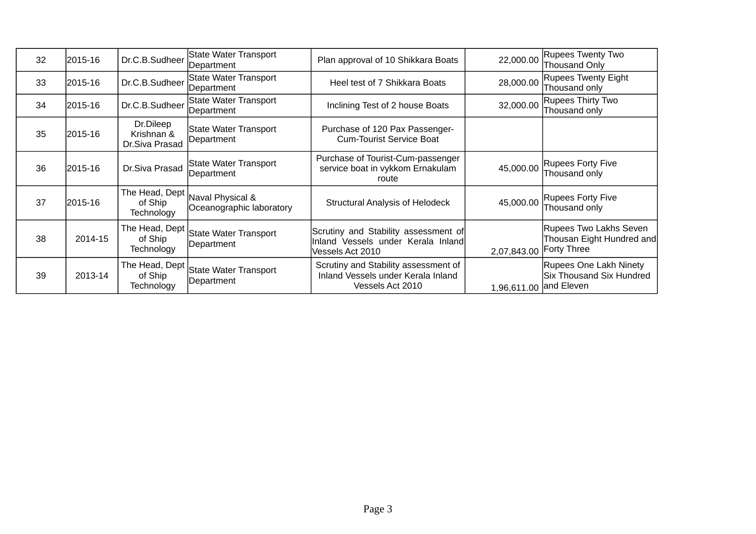| | | | | | | |
|---|---|---|---|---|---|---|
| 32 | 2015-16 | Dr.C.B.Sudheer | State Water Transport Department | Plan approval of 10 Shikkara Boats | 22,000.00 | Rupees Twenty Two Thousand Only |
| 33 | 2015-16 | Dr.C.B.Sudheer | State Water Transport Department | Heel test of 7 Shikkara Boats | 28,000.00 | Rupees Twenty Eight Thousand only |
| 34 | 2015-16 | Dr.C.B.Sudheer | State Water Transport Department | Inclining Test of 2 house Boats | 32,000.00 | Rupees Thirty Two Thousand only |
| 35 | 2015-16 | Dr.Dileep Krishnan & Dr.Siva Prasad | State Water Transport Department | Purchase of 120 Pax Passenger-Cum-Tourist Service Boat | | |
| 36 | 2015-16 | Dr.Siva Prasad | State Water Transport Department | Purchase of Tourist-Cum-passenger service boat in vykkom Ernakulam route | 45,000.00 | Rupees Forty Five Thousand only |
| 37 | 2015-16 | The Head, Dept of Ship Technology | Naval Physical & Oceanographic laboratory | Structural Analysis of Helodeck | 45,000.00 | Rupees Forty Five Thousand only |
| 38 | 2014-15 | The Head, Dept of Ship Technology | State Water Transport Department | Scrutiny and Stability assessment of Inland Vessels under Kerala Inland Vessels Act 2010 | 2,07,843.00 | Rupees Two Lakhs Seven Thousan Eight Hundred and Forty Three |
| 39 | 2013-14 | The Head, Dept of Ship Technology | State Water Transport Department | Scrutiny and Stability assessment of Inland Vessels under Kerala Inland Vessels Act 2010 | 1,96,611.00 | Rupees One Lakh Ninety Six Thousand Six Hundred and Eleven |